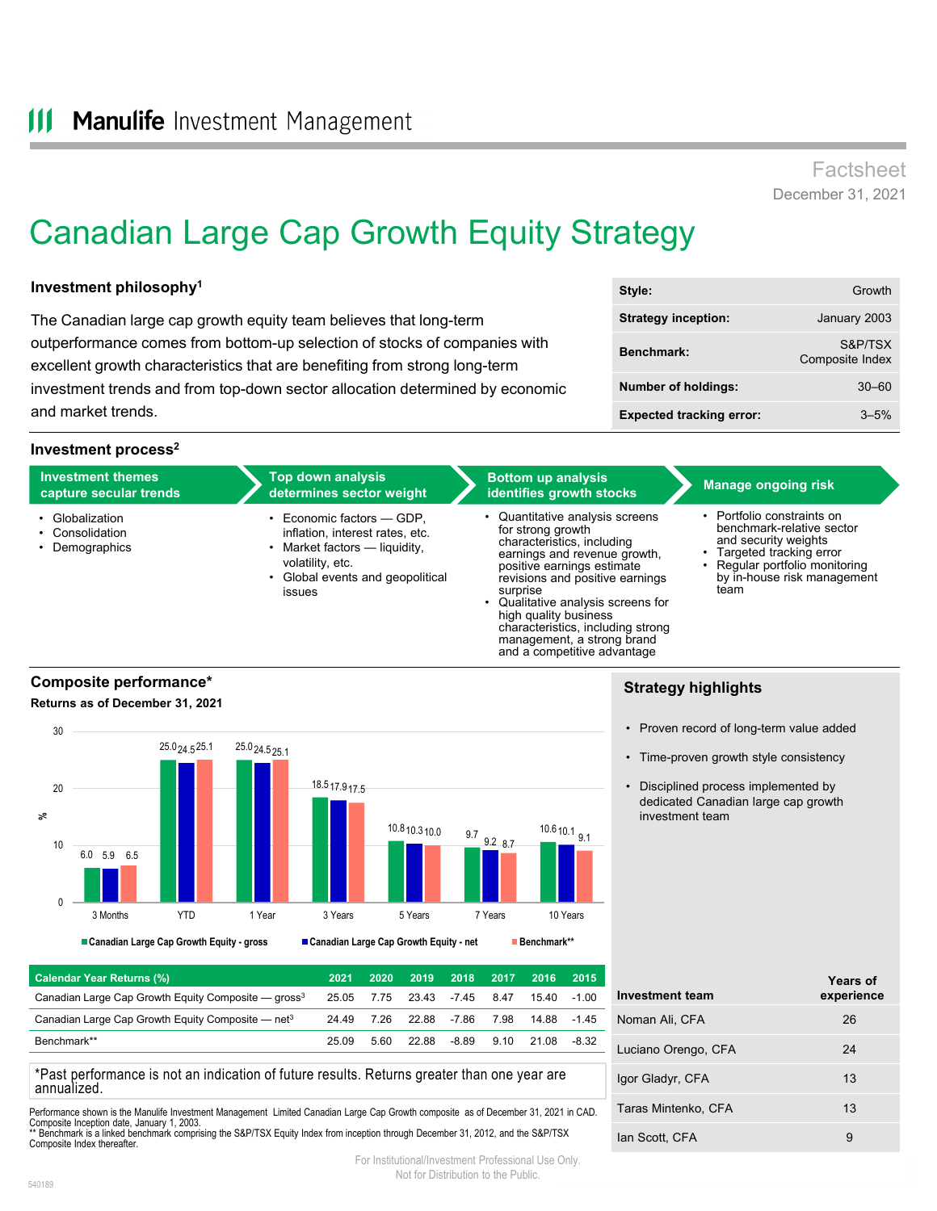Manulife Investment Management

Factsheet

December 31, 2021

# Canadian Large Cap Growth Equity Strategy

## Investment philosophy[1]

The Canadian large cap growth equity team believes that long-term outperformance comes from bottom-up selection of stocks of companies with excellent growth characteristics that are benefiting from strong long-term investment trends and from top-down sector allocation determined by economic and market trends.

| | |
|---|---|
| **Style:** | Growth |
| **Strategy inception:** | January 2003 |
| **Benchmark:** | S&P/TSX Composite Index |
| **Number of holdings:** | 30–60 |
| **Expected tracking error:** | 3–5% |

## Investment process[2]

**Investment themes capture secular trends**

- Globalization
- Consolidation
- Demographics

**Top down analysis determines sector weight**

- Economic factors — GDP, inflation, interest rates, etc.
- Market factors — liquidity, volatility, etc.
- Global events and geopolitical issues

**Bottom up analysis identifies growth stocks**

- Quantitative analysis screens for strong growth characteristics, including earnings and revenue growth, positive earnings estimate revisions and positive earnings surprise
- Qualitative analysis screens for high quality business characteristics, including strong management, a strong brand and a competitive advantage

**Manage ongoing risk**

- Portfolio constraints on benchmark-relative sector and security weights
- Targeted tracking error
- Regular portfolio monitoring by in-house risk management team

## Composite performance*

**Returns as of December 31, 2021**

%

30
20
10
0

3 Months: 6.0 5.9 6.5
YTD: 25.0 24.5 25.1
1 Year: 25.0 24.5 25.1
3 Years: 18.5 17.9 17.5
5 Years: 10.8 10.3 10.0
7 Years: 9.7 9.2 8.7
10 Years: 10.6 10.1 9.1

Canadian Large Cap Growth Equity - gross
Canadian Large Cap Growth Equity - net
Benchmark**

| Calendar Year Returns (%) | 2021 | 2020 | 2019 | 2018 | 2017 | 2016 | 2015 |
|---|---|---|---|---|---|---|---|
| Canadian Large Cap Growth Equity Composite — gross[3] | 25.05 | 7.75 | 23.43 | -7.45 | 8.47 | 15.40 | -1.00 |
| Canadian Large Cap Growth Equity Composite — net[3] | 24.49 | 7.26 | 22.88 | -7.86 | 7.98 | 14.88 | -1.45 |
| Benchmark** | 25.09 | 5.60 | 22.88 | -8.89 | 9.10 | 21.08 | -8.32 |

*Past performance is not an indication of future results. Returns greater than one year are annualized.

Performance shown is the Manulife Investment Management Limited Canadian Large Cap Growth composite as of December 31, 2021 in CAD. Composite Inception date, January 1, 2003.
** Benchmark is a linked benchmark comprising the S&P/TSX Equity Index from inception through December 31, 2012, and the S&P/TSX Composite Index thereafter.

## Strategy highlights

- Proven record of long-term value added
- Time-proven growth style consistency
- Disciplined process implemented by dedicated Canadian large cap growth investment team

| Investment team | Years of experience |
|---|---|
| Noman Ali, CFA | 26 |
| Luciano Orengo, CFA | 24 |
| Igor Gladyr, CFA | 13 |
| Taras Mintenko, CFA | 13 |
| Ian Scott, CFA | 9 |

For Institutional/Investment Professional Use Only. Not for Distribution to the Public.

540189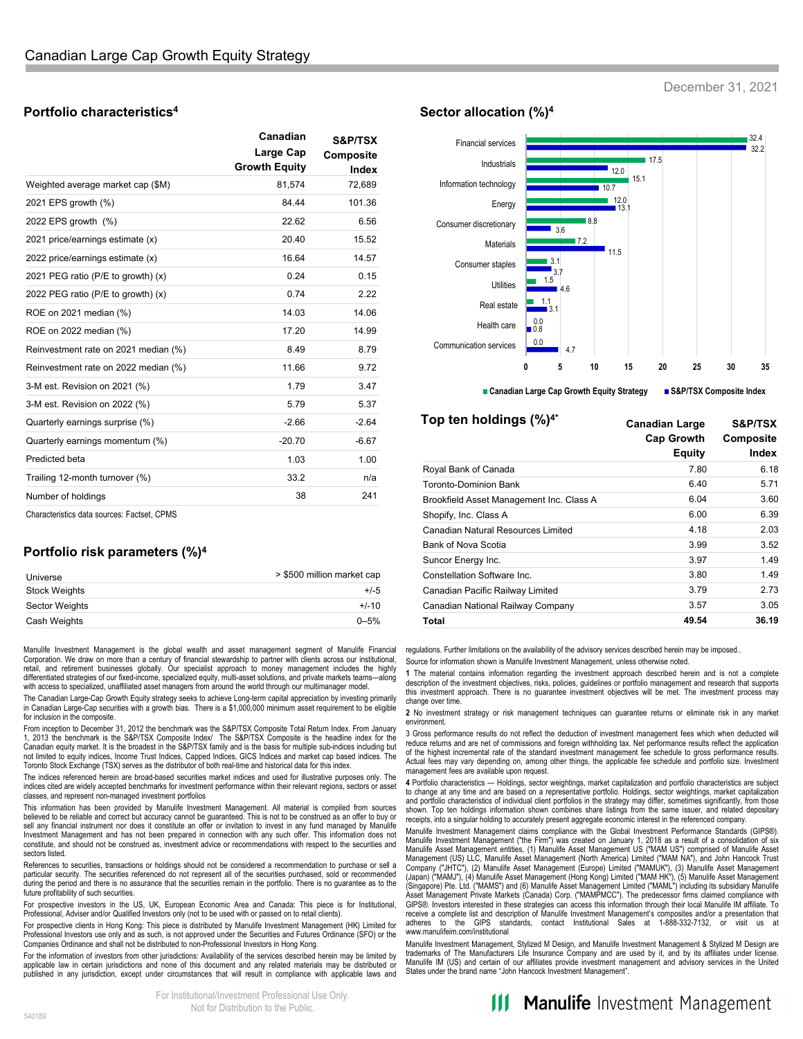# Canadian Large Cap Growth Equity Strategy

December 31, 2021

## Portfolio characteristics[4]

| | Canadian Large Cap Growth Equity | S&P/TSX Composite Index |
|---|---|---|
| Weighted average market cap ($M) | 81,574 | 72,689 |
| 2021 EPS growth (%) | 84.44 | 101.36 |
| 2022 EPS growth (%) | 22.62 | 6.56 |
| 2021 price/earnings estimate (x) | 20.40 | 15.52 |
| 2022 price/earnings estimate (x) | 16.64 | 14.57 |
| 2021 PEG ratio (P/E to growth) (x) | 0.24 | 0.15 |
| 2022 PEG ratio (P/E to growth) (x) | 0.74 | 2.22 |
| ROE on 2021 median (%) | 14.03 | 14.06 |
| ROE on 2022 median (%) | 17.20 | 14.99 |
| Reinvestment rate on 2021 median (%) | 8.49 | 8.79 |
| Reinvestment rate on 2022 median (%) | 11.66 | 9.72 |
| 3-M est. Revision on 2021 (%) | 1.79 | 3.47 |
| 3-M est. Revision on 2022 (%) | 5.79 | 5.37 |
| Quarterly earnings surprise (%) | -2.66 | -2.64 |
| Quarterly earnings momentum (%) | -20.70 | -6.67 |
| Predicted beta | 1.03 | 1.00 |
| Trailing 12-month turnover (%) | 33.2 | n/a |
| Number of holdings | 38 | 241 |

Characteristics data sources: Factset, CPMS

## Portfolio risk parameters (%)[4]

| | |
|---|---|
| Universe | > $500 million market cap |
| Stock Weights | +/-5 |
| Sector Weights | +/-10 |
| Cash Weights | 0–5% |

## Sector allocation (%)[4]

Financial services 32.4 32.2
Industrials 17.5 12.0
Information technology 15.1 10.7
Energy 12.0 13.1
Consumer discretionary 8.8 3.6
Materials 7.2 11.5
Consumer staples 3.1 3.7
Utilities 1.5 4.6
Real estate 1.1 3.1
Health care 0.0 0.8
Communication services 0.0 4.7

0 5 10 15 20 25 30 35

Canadian Large Cap Growth Equity Strategy
S&P/TSX Composite Index

## Top ten holdings (%)[4*]

| | Canadian Large Cap Growth Equity | S&P/TSX Composite Index |
|---|---|---|
| Royal Bank of Canada | 7.80 | 6.18 |
| Toronto-Dominion Bank | 6.40 | 5.71 |
| Brookfield Asset Management Inc. Class A | 6.04 | 3.60 |
| Shopify, Inc. Class A | 6.00 | 6.39 |
| Canadian Natural Resources Limited | 4.18 | 2.03 |
| Bank of Nova Scotia | 3.99 | 3.52 |
| Suncor Energy Inc. | 3.97 | 1.49 |
| Constellation Software Inc. | 3.80 | 1.49 |
| Canadian Pacific Railway Limited | 3.79 | 2.73 |
| Canadian National Railway Company | 3.57 | 3.05 |
| **Total** | **49.54** | **36.19** |

Manulife Investment Management is the global wealth and asset management segment of Manulife Financial Corporation. We draw on more than a century of financial stewardship to partner with clients across our institutional, retail, and retirement businesses globally. Our specialist approach to money management includes the highly differentiated strategies of our fixed-income, specialized equity, multi-asset solutions, and private markets teams—along with access to specialized, unaffiliated asset managers from around the world through our multimanager model.

The Canadian Large-Cap Growth Equity strategy seeks to achieve Long-term capital appreciation by investing primarily in Canadian Large-Cap securities with a growth bias. There is a $1,000,000 minimum asset requirement to be eligible for inclusion in the composite.

From inception to December 31, 2012 the benchmark was the S&P/TSX Composite Total Return Index. From January 1, 2013 the benchmark is the S&P/TSX Composite Index/ The S&P/TSX Composite is the headline index for the Canadian equity market. It is the broadest in the S&P/TSX family and is the basis for multiple sub-indices including but not limited to equity indices, Income Trust Indices, Capped Indices, GICS Indices and market cap based indices. The Toronto Stock Exchange (TSX) serves as the distributor of both real-time and historical data for this index.

The indices referenced herein are broad-based securities market indices and used for illustrative purposes only. The indices cited are widely accepted benchmarks for investment performance within their relevant regions, sectors or asset classes, and represent non-managed investment portfolios

This information has been provided by Manulife Investment Management. All material is compiled from sources believed to be reliable and correct but accuracy cannot be guaranteed. This is not to be construed as an offer to buy or sell any financial instrument nor does it constitute an offer or invitation to invest in any fund managed by Manulife Investment Management and has not been prepared in connection with any such offer. This information does not constitute, and should not be construed as, investment advice or recommendations with respect to the securities and sectors listed.

References to securities, transactions or holdings should not be considered a recommendation to purchase or sell a particular security. The securities referenced do not represent all of the securities purchased, sold or recommended during the period and there is no assurance that the securities remain in the portfolio. There is no guarantee as to the future profitability of such securities.

For prospective investors in the US, UK, European Economic Area and Canada: This piece is for Institutional, Professional, Adviser and/or Qualified Investors only (not to be used with or passed on to retail clients).

For prospective clients in Hong Kong: This piece is distributed by Manulife Investment Management (HK) Limited for Professional Investors use only and as such, is not approved under the Securities and Futures Ordinance (SFO) or the Companies Ordinance and shall not be distributed to non-Professional Investors in Hong Kong.

For the information of investors from other jurisdictions: Availability of the services described herein may be limited by applicable law in certain jurisdictions and none of this document and any related materials may be distributed or published in any jurisdiction, except under circumstances that will result in compliance with applicable laws and regulations. Further limitations on the availability of the advisory services described herein may be imposed..

Source for information shown is Manulife Investment Management, unless otherwise noted.

**1** The material contains information regarding the investment approach described herein and is not a complete description of the investment objectives, risks, policies, guidelines or portfolio management and research that supports this investment approach. There is no guarantee investment objectives will be met. The investment process may change over time.

**2** No investment strategy or risk management techniques can guarantee returns or eliminate risk in any market environment.

3 Gross performance results do not reflect the deduction of investment management fees which when deducted will reduce returns and are net of commissions and foreign withholding tax. Net performance results reflect the application of the highest incremental rate of the standard investment management fee schedule to gross performance results. Actual fees may vary depending on, among other things, the applicable fee schedule and portfolio size. Investment management fees are available upon request.

**4** Portfolio characteristics — Holdings, sector weightings, market capitalization and portfolio characteristics are subject to change at any time and are based on a representative portfolio. Holdings, sector weightings, market capitalization and portfolio characteristics of individual client portfolios in the strategy may differ, sometimes significantly, from those shown. Top ten holdings information shown combines share listings from the same issuer, and related depositary receipts, into a singular holding to accurately present aggregate economic interest in the referenced company.

Manulife Investment Management claims compliance with the Global Investment Performance Standards (GIPS®). Manulife Investment Management ("the Firm") was created on January 1, 2018 as a result of a consolidation of six Manulife Asset Management entities, (1) Manulife Asset Management US ("MAM US") comprised of Manulife Asset Management (US) LLC, Manulife Asset Management (North America) Limited ("MAM NA"), and John Hancock Trust Company ("JHTC"), (2) Manulife Asset Management (Europe) Limited ("MAMUK"), (3) Manulife Asset Management (Japan) ("MAMJ"), (4) Manulife Asset Management (Hong Kong) Limited ("MAM HK"), (5) Manulife Asset Management (Singapore) Pte. Ltd. ("MAMS") and (6) Manulife Asset Management Limited ("MAML") including its subsidiary Manulife Asset Management Private Markets (Canada) Corp. ("MAMPMCC"). The predecessor firms claimed compliance with GIPS®. Investors interested in these strategies can access this information through their local Manulife IM affiliate. To receive a complete list and description of Manulife Investment Management's composites and/or a presentation that adheres to the GIPS standards, contact Institutional Sales at 1-888-332-7132, or visit us at www.manulifeim.com/institutional

Manulife Investment Management, Stylized M Design, and Manulife Investment Management & Stylized M Design are trademarks of The Manufacturers Life Insurance Company and are used by it, and by its affiliates under license. Manulife IM (US) and certain of our affiliates provide investment management and advisory services in the United States under the brand name "John Hancock Investment Management".

For Institutional/Investment Professional Use Only.
Not for Distribution to the Public.

540189

Manulife Investment Management